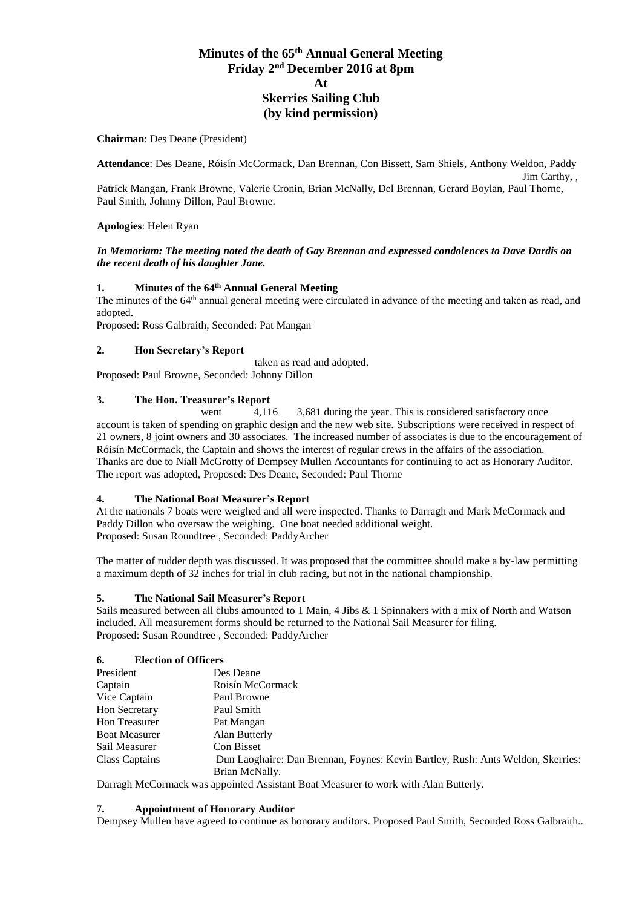# Minutes of the 65th Annual General Meeting
# Friday 2nd December 2016 at 8pm
# At
# Skerries Sailing Club
# (by kind permission)

**Chairman**: Des Deane (President)

**Attendance**: Des Deane, Róisín McCormack, Dan Brennan, Con Bissett, Sam Shiels, Anthony Weldon, Paddy Jim Carthy, , Patrick Mangan, Frank Browne, Valerie Cronin, Brian McNally, Del Brennan, Gerard Boylan, Paul Thorne, Paul Smith, Johnny Dillon, Paul Browne.

**Apologies**: Helen Ryan

***In Memoriam: The meeting noted the death of Gay Brennan and expressed condolences to Dave Dardis on the recent death of his daughter Jane.***

## 1. Minutes of the 64th Annual General Meeting

The minutes of the 64th annual general meeting were circulated in advance of the meeting and taken as read, and adopted.

Proposed: Ross Galbraith, Seconded: Pat Mangan

## 2. Hon Secretary's Report

taken as read and adopted.

Proposed: Paul Browne, Seconded: Johnny Dillon

## 3. The Hon. Treasurer's Report

went 4,116 3,681 during the year. This is considered satisfactory once account is taken of spending on graphic design and the new web site. Subscriptions were received in respect of 21 owners, 8 joint owners and 30 associates. The increased number of associates is due to the encouragement of Róisín McCormack, the Captain and shows the interest of regular crews in the affairs of the association. Thanks are due to Niall McGrotty of Dempsey Mullen Accountants for continuing to act as Honorary Auditor.

The report was adopted, Proposed: Des Deane, Seconded: Paul Thorne

## 4. The National Boat Measurer's Report

At the nationals 7 boats were weighed and all were inspected. Thanks to Darragh and Mark McCormack and Paddy Dillon who oversaw the weighing. One boat needed additional weight.

Proposed: Susan Roundtree , Seconded: PaddyArcher

The matter of rudder depth was discussed. It was proposed that the committee should make a by-law permitting a maximum depth of 32 inches for trial in club racing, but not in the national championship.

## 5. The National Sail Measurer's Report

Sails measured between all clubs amounted to 1 Main, 4 Jibs & 1 Spinnakers with a mix of North and Watson included. All measurement forms should be returned to the National Sail Measurer for filing.

Proposed: Susan Roundtree , Seconded: PaddyArcher

## 6. Election of Officers

| | |
|---|---|
| President | Des Deane |
| Captain | Roisín McCormack |
| Vice Captain | Paul Browne |
| Hon Secretary | Paul Smith |
| Hon Treasurer | Pat Mangan |
| Boat Measurer | Alan Butterly |
| Sail Measurer | Con Bisset |
| Class Captains | Dun Laoghaire: Dan Brennan, Foynes: Kevin Bartley, Rush: Ants Weldon, Skerries: Brian McNally. |

Darragh McCormack was appointed Assistant Boat Measurer to work with Alan Butterly.

## 7. Appointment of Honorary Auditor

Dempsey Mullen have agreed to continue as honorary auditors. Proposed Paul Smith, Seconded Ross Galbraith..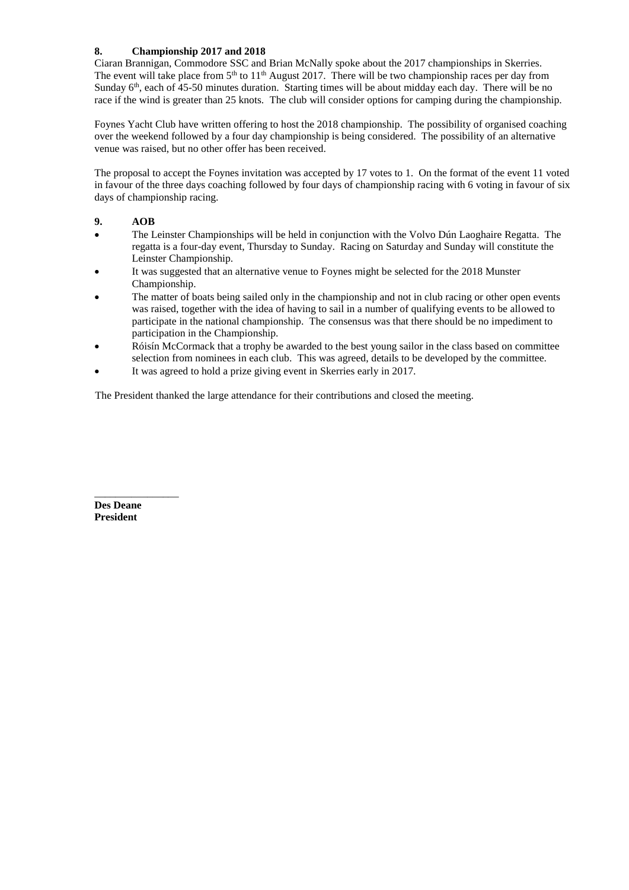## 8. Championship 2017 and 2018

Ciaran Brannigan, Commodore SSC and Brian McNally spoke about the 2017 championships in Skerries. The event will take place from 5th to 11th August 2017. There will be two championship races per day from Sunday 6th, each of 45-50 minutes duration. Starting times will be about midday each day. There will be no race if the wind is greater than 25 knots. The club will consider options for camping during the championship.

Foynes Yacht Club have written offering to host the 2018 championship. The possibility of organised coaching over the weekend followed by a four day championship is being considered. The possibility of an alternative venue was raised, but no other offer has been received.

The proposal to accept the Foynes invitation was accepted by 17 votes to 1. On the format of the event 11 voted in favour of the three days coaching followed by four days of championship racing with 6 voting in favour of six days of championship racing.

## 9. AOB

- The Leinster Championships will be held in conjunction with the Volvo Dún Laoghaire Regatta. The regatta is a four-day event, Thursday to Sunday. Racing on Saturday and Sunday will constitute the Leinster Championship.
- It was suggested that an alternative venue to Foynes might be selected for the 2018 Munster Championship.
- The matter of boats being sailed only in the championship and not in club racing or other open events was raised, together with the idea of having to sail in a number of qualifying events to be allowed to participate in the national championship. The consensus was that there should be no impediment to participation in the Championship.
- Róisín McCormack that a trophy be awarded to the best young sailor in the class based on committee selection from nominees in each club. This was agreed, details to be developed by the committee.
- It was agreed to hold a prize giving event in Skerries early in 2017.

The President thanked the large attendance for their contributions and closed the meeting.

\_\_\_\_\_\_\_\_\_\_\_\_\_\_\_\_

**Des Deane**
**President**